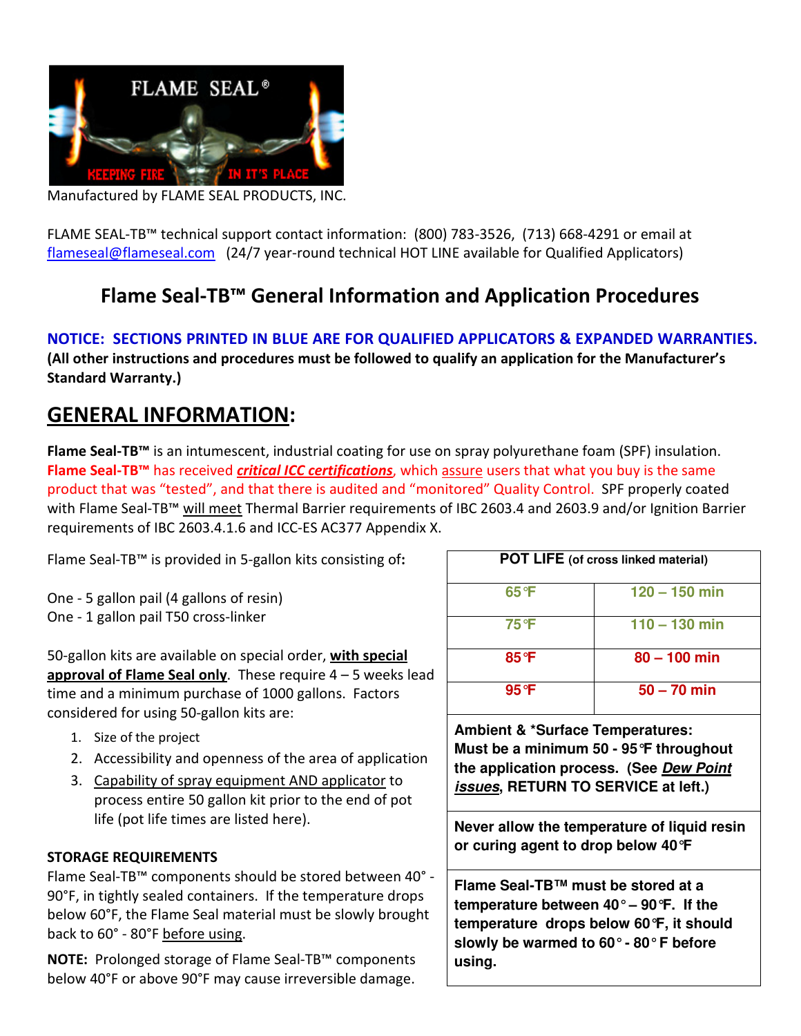FLAME SEAL®

KEEPING FIRE IN IT'S PLACE

Manufactured by FLAME SEAL PRODUCTS, INC.

FLAME SEAL-TB™ technical support contact information: (800) 783-3526, (713) 668-4291 or email at flameseal@flameseal.com (24/7 year-round technical HOT LINE available for Qualified Applicators)

# Flame Seal-TB™ General Information and Application Procedures

**NOTICE: SECTIONS PRINTED IN BLUE ARE FOR QUALIFIED APPLICATORS & EXPANDED WARRANTIES.**

**(All other instructions and procedures must be followed to qualify an application for the Manufacturer's Standard Warranty.)**

## GENERAL INFORMATION:

**Flame Seal-TB™** is an intumescent, industrial coating for use on spray polyurethane foam (SPF) insulation. **Flame Seal-TB™** has received ***critical ICC certifications***, which assure users that what you buy is the same product that was "tested", and that there is audited and "monitored" Quality Control. SPF properly coated with Flame Seal-TB™ will meet Thermal Barrier requirements of IBC 2603.4 and 2603.9 and/or Ignition Barrier requirements of IBC 2603.4.1.6 and ICC-ES AC377 Appendix X.

Flame Seal-TB™ is provided in 5-gallon kits consisting of**:**

One - 5 gallon pail (4 gallons of resin)
One - 1 gallon pail T50 cross-linker

50-gallon kits are available on special order, **with special approval of Flame Seal only**. These require 4 – 5 weeks lead time and a minimum purchase of 1000 gallons. Factors considered for using 50-gallon kits are:

1. Size of the project
2. Accessibility and openness of the area of application
3. Capability of spray equipment AND applicator to process entire 50 gallon kit prior to the end of pot life (pot life times are listed here).

**STORAGE REQUIREMENTS**

Flame Seal-TB™ components should be stored between 40° - 90°F, in tightly sealed containers. If the temperature drops below 60°F, the Flame Seal material must be slowly brought back to 60° - 80°F before using.

**NOTE:** Prolonged storage of Flame Seal-TB™ components below 40°F or above 90°F may cause irreversible damage.

| **POT LIFE** (of cross linked material) | |
|---|---|
| 65°F | 120 – 150 min |
| 75°F | 110 – 130 min |
| 85°F | 80 – 100 min |
| 95°F | 50 – 70 min |

**Ambient & *Surface Temperatures: Must be a minimum 50 - 95°F throughout the application process. (See *Dew Point issues*, RETURN TO SERVICE at left.)**

**Never allow the temperature of liquid resin or curing agent to drop below 40°F**

**Flame Seal-TB™ must be stored at a temperature between 40° – 90°F. If the temperature drops below 60°F, it should slowly be warmed to 60° - 80° F before using.**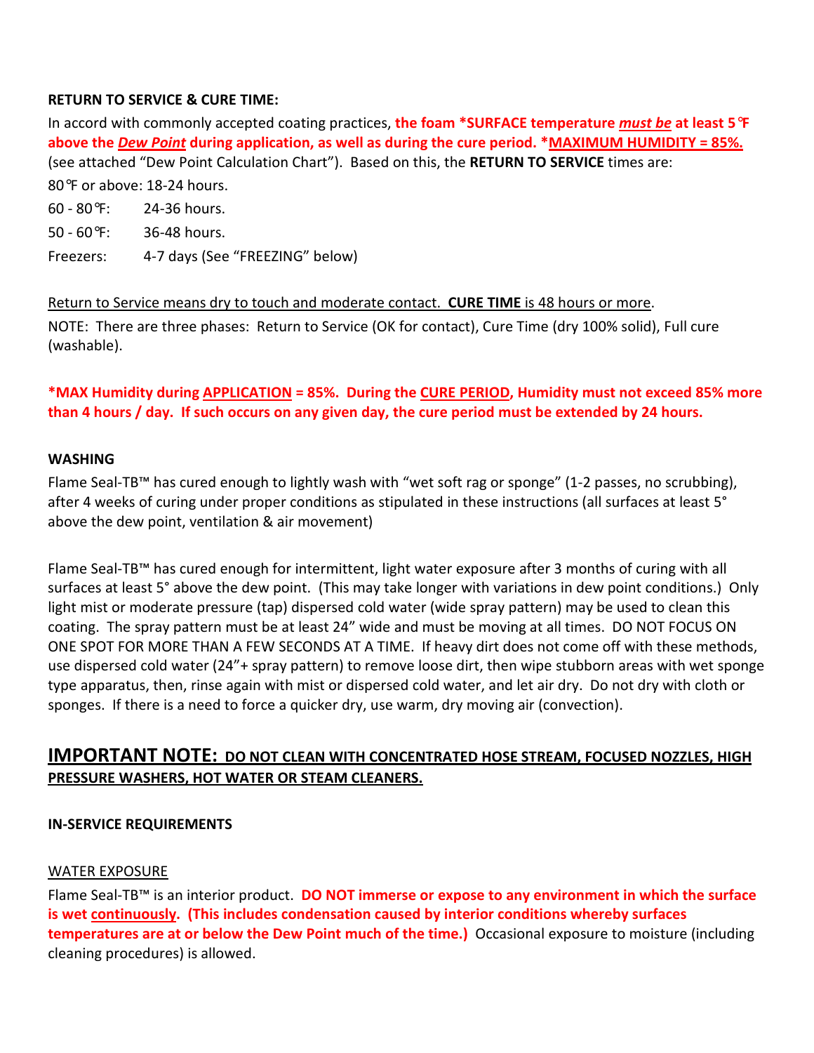**RETURN TO SERVICE & CURE TIME:**

In accord with commonly accepted coating practices, **the foam \*SURFACE temperature *must be* at least 5℉ above the *Dew Point* during application, as well as during the cure period. \*MAXIMUM HUMIDITY = 85%.** (see attached "Dew Point Calculation Chart"). Based on this, the **RETURN TO SERVICE** times are:

80℉ or above: 18-24 hours.

60 - 80℉: 24-36 hours.

50 - 60℉: 36-48 hours.

Freezers: 4-7 days (See "FREEZING" below)

Return to Service means dry to touch and moderate contact. **CURE TIME** is 48 hours or more.

NOTE: There are three phases: Return to Service (OK for contact), Cure Time (dry 100% solid), Full cure (washable).

**\*MAX Humidity during APPLICATION = 85%. During the CURE PERIOD, Humidity must not exceed 85% more than 4 hours / day. If such occurs on any given day, the cure period must be extended by 24 hours.**

**WASHING**

Flame Seal-TB™ has cured enough to lightly wash with "wet soft rag or sponge" (1-2 passes, no scrubbing), after 4 weeks of curing under proper conditions as stipulated in these instructions (all surfaces at least 5° above the dew point, ventilation & air movement)

Flame Seal-TB™ has cured enough for intermittent, light water exposure after 3 months of curing with all surfaces at least 5° above the dew point. (This may take longer with variations in dew point conditions.) Only light mist or moderate pressure (tap) dispersed cold water (wide spray pattern) may be used to clean this coating. The spray pattern must be at least 24" wide and must be moving at all times. DO NOT FOCUS ON ONE SPOT FOR MORE THAN A FEW SECONDS AT A TIME. If heavy dirt does not come off with these methods, use dispersed cold water (24"+ spray pattern) to remove loose dirt, then wipe stubborn areas with wet sponge type apparatus, then, rinse again with mist or dispersed cold water, and let air dry. Do not dry with cloth or sponges. If there is a need to force a quicker dry, use warm, dry moving air (convection).

## IMPORTANT NOTE: DO NOT CLEAN WITH CONCENTRATED HOSE STREAM, FOCUSED NOZZLES, HIGH PRESSURE WASHERS, HOT WATER OR STEAM CLEANERS.

**IN-SERVICE REQUIREMENTS**

WATER EXPOSURE

Flame Seal-TB™ is an interior product. **DO NOT immerse or expose to any environment in which the surface is wet continuously. (This includes condensation caused by interior conditions whereby surfaces temperatures are at or below the Dew Point much of the time.)** Occasional exposure to moisture (including cleaning procedures) is allowed.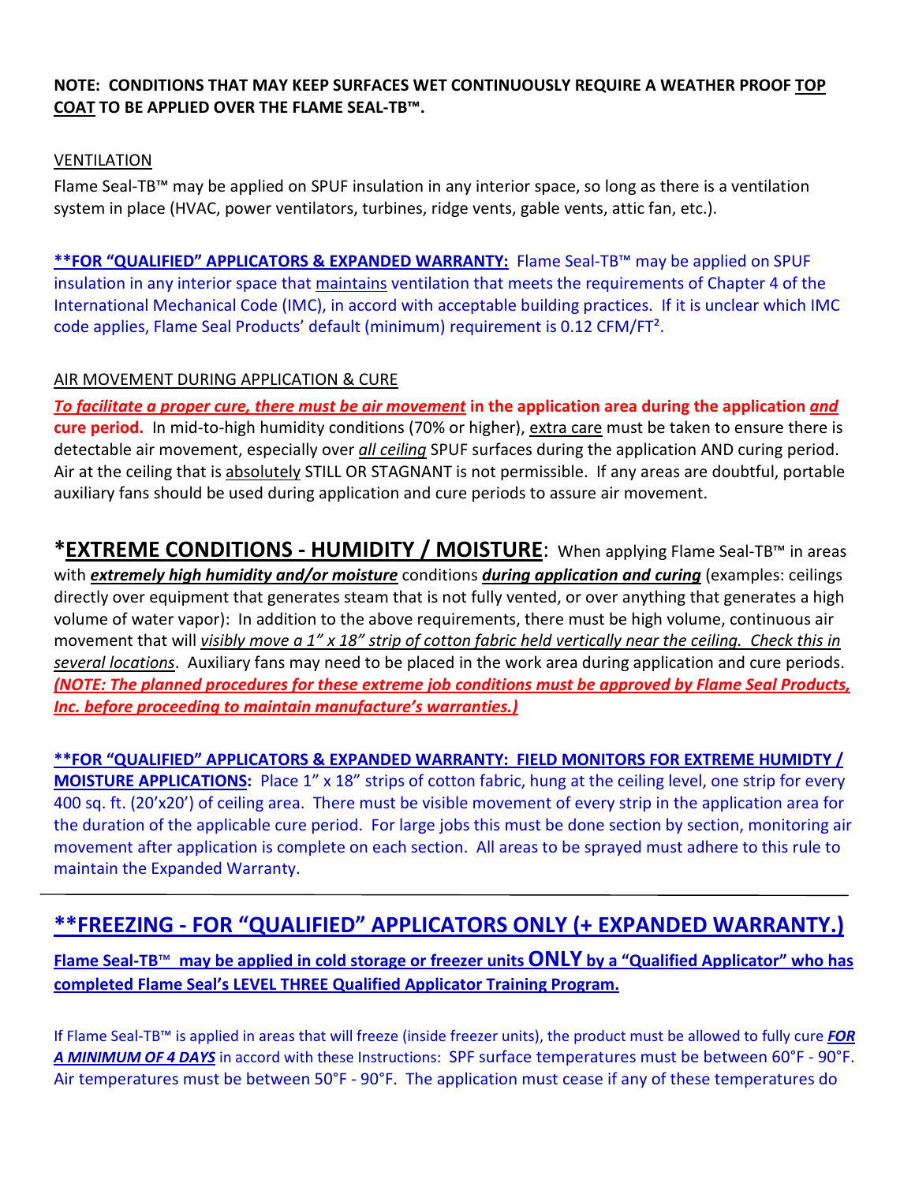**NOTE: CONDITIONS THAT MAY KEEP SURFACES WET CONTINUOUSLY REQUIRE A WEATHER PROOF TOP COAT TO BE APPLIED OVER THE FLAME SEAL-TB™.**

VENTILATION

Flame Seal-TB™ may be applied on SPUF insulation in any interior space, so long as there is a ventilation system in place (HVAC, power ventilators, turbines, ridge vents, gable vents, attic fan, etc.).

**\*\*FOR "QUALIFIED" APPLICATORS & EXPANDED WARRANTY:** Flame Seal-TB™ may be applied on SPUF insulation in any interior space that maintains ventilation that meets the requirements of Chapter 4 of the International Mechanical Code (IMC), in accord with acceptable building practices. If it is unclear which IMC code applies, Flame Seal Products' default (minimum) requirement is 0.12 CFM/FT².

AIR MOVEMENT DURING APPLICATION & CURE

***To facilitate a proper cure, there must be air movement* in the application area during the application *and* cure period.** In mid-to-high humidity conditions (70% or higher), extra care must be taken to ensure there is detectable air movement, especially over ***all ceiling*** SPUF surfaces during the application AND curing period. Air at the ceiling that is absolutely STILL OR STAGNANT is not permissible. If any areas are doubtful, portable auxiliary fans should be used during application and cure periods to assure air movement.

## \*EXTREME CONDITIONS - HUMIDITY / MOISTURE:

When applying Flame Seal-TB™ in areas with ***extremely high humidity and/or moisture*** conditions ***during application and curing*** (examples: ceilings directly over equipment that generates steam that is not fully vented, or over anything that generates a high volume of water vapor): In addition to the above requirements, there must be high volume, continuous air movement that will *visibly move a 1" x 18" strip of cotton fabric held vertically near the ceiling. Check this in several locations*. Auxiliary fans may need to be placed in the work area during application and cure periods. ***(NOTE: The planned procedures for these extreme job conditions must be approved by Flame Seal Products, Inc. before proceeding to maintain manufacture's warranties.)***

**\*\*FOR "QUALIFIED" APPLICATORS & EXPANDED WARRANTY: FIELD MONITORS FOR EXTREME HUMIDTY / MOISTURE APPLICATIONS:** Place 1" x 18" strips of cotton fabric, hung at the ceiling level, one strip for every 400 sq. ft. (20'x20') of ceiling area. There must be visible movement of every strip in the application area for the duration of the applicable cure period. For large jobs this must be done section by section, monitoring air movement after application is complete on each section. All areas to be sprayed must adhere to this rule to maintain the Expanded Warranty.

---

## \*\*FREEZING - FOR "QUALIFIED" APPLICATORS ONLY (+ EXPANDED WARRANTY.)

**Flame Seal-TB™ may be applied in cold storage or freezer units ONLY by a "Qualified Applicator" who has completed Flame Seal's LEVEL THREE Qualified Applicator Training Program.**

If Flame Seal-TB™ is applied in areas that will freeze (inside freezer units), the product must be allowed to fully cure ***FOR A MINIMUM OF 4 DAYS*** in accord with these Instructions: SPF surface temperatures must be between 60°F - 90°F. Air temperatures must be between 50°F - 90°F. The application must cease if any of these temperatures do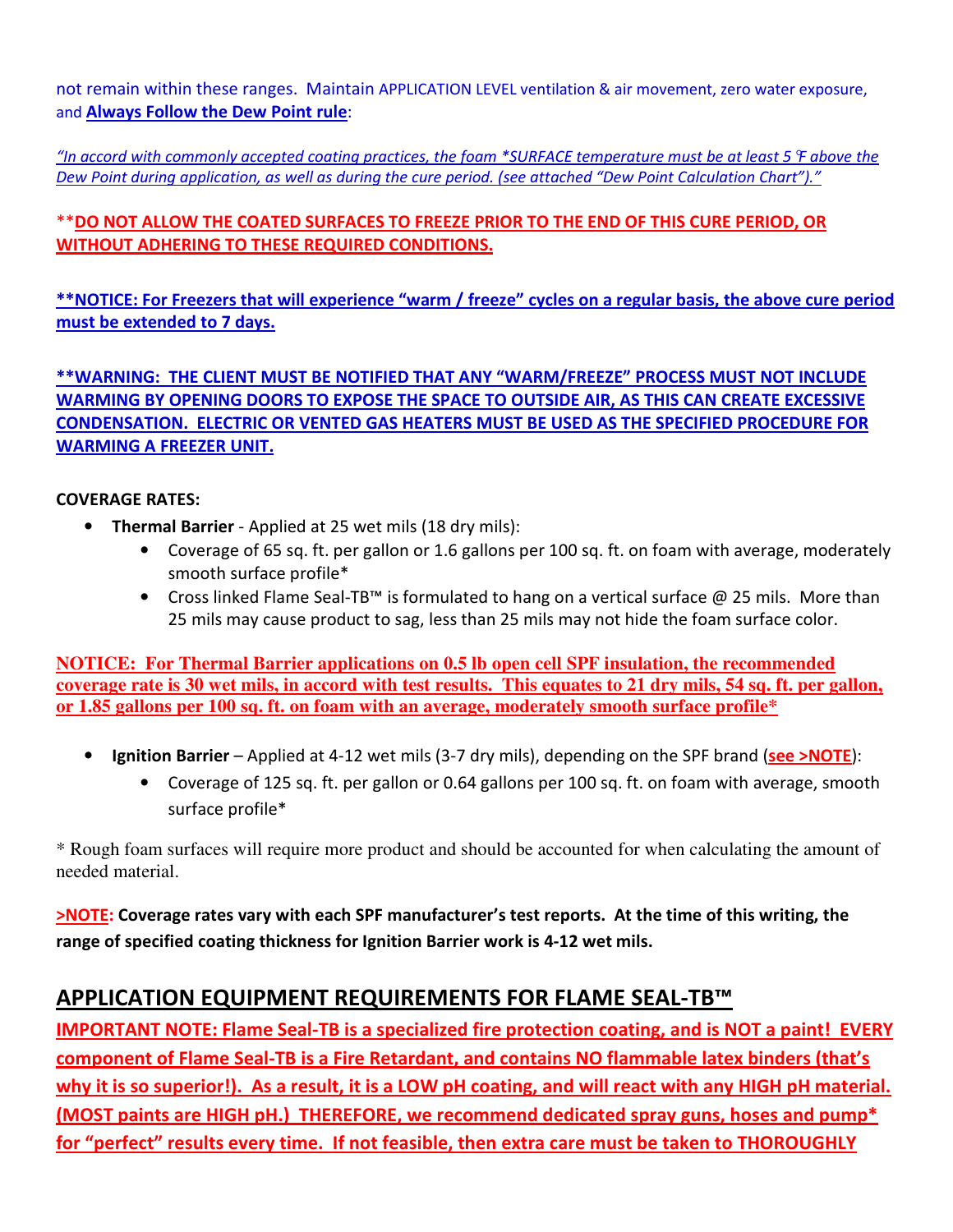not remain within these ranges. Maintain APPLICATION LEVEL ventilation & air movement, zero water exposure, and **Always Follow the Dew Point rule**:

*"In accord with commonly accepted coating practices, the foam *SURFACE temperature must be at least 5 ℉ above the Dew Point during application, as well as during the cure period. (see attached "Dew Point Calculation Chart")."*

****DO NOT ALLOW THE COATED SURFACES TO FREEZE PRIOR TO THE END OF THIS CURE PERIOD, OR WITHOUT ADHERING TO THESE REQUIRED CONDITIONS.**

****NOTICE: For Freezers that will experience "warm / freeze" cycles on a regular basis, the above cure period must be extended to 7 days.**

****WARNING: THE CLIENT MUST BE NOTIFIED THAT ANY "WARM/FREEZE" PROCESS MUST NOT INCLUDE WARMING BY OPENING DOORS TO EXPOSE THE SPACE TO OUTSIDE AIR, AS THIS CAN CREATE EXCESSIVE CONDENSATION. ELECTRIC OR VENTED GAS HEATERS MUST BE USED AS THE SPECIFIED PROCEDURE FOR WARMING A FREEZER UNIT.**

**COVERAGE RATES:**

- **Thermal Barrier** - Applied at 25 wet mils (18 dry mils):
  - Coverage of 65 sq. ft. per gallon or 1.6 gallons per 100 sq. ft. on foam with average, moderately smooth surface profile*
  - Cross linked Flame Seal-TB™ is formulated to hang on a vertical surface @ 25 mils. More than 25 mils may cause product to sag, less than 25 mils may not hide the foam surface color.

**NOTICE: For Thermal Barrier applications on 0.5 lb open cell SPF insulation, the recommended coverage rate is 30 wet mils, in accord with test results. This equates to 21 dry mils, 54 sq. ft. per gallon, or 1.85 gallons per 100 sq. ft. on foam with an average, moderately smooth surface profile***

- **Ignition Barrier** – Applied at 4-12 wet mils (3-7 dry mils), depending on the SPF brand (**see >NOTE**):
  - Coverage of 125 sq. ft. per gallon or 0.64 gallons per 100 sq. ft. on foam with average, smooth surface profile*

* Rough foam surfaces will require more product and should be accounted for when calculating the amount of needed material.

**>NOTE: Coverage rates vary with each SPF manufacturer's test reports. At the time of this writing, the range of specified coating thickness for Ignition Barrier work is 4-12 wet mils.**

## APPLICATION EQUIPMENT REQUIREMENTS FOR FLAME SEAL-TB™

**IMPORTANT NOTE: Flame Seal-TB is a specialized fire protection coating, and is NOT a paint! EVERY component of Flame Seal-TB is a Fire Retardant, and contains NO flammable latex binders (that's why it is so superior!). As a result, it is a LOW pH coating, and will react with any HIGH pH material. (MOST paints are HIGH pH.) THEREFORE, we recommend dedicated spray guns, hoses and pump* for "perfect" results every time. If not feasible, then extra care must be taken to THOROUGHLY**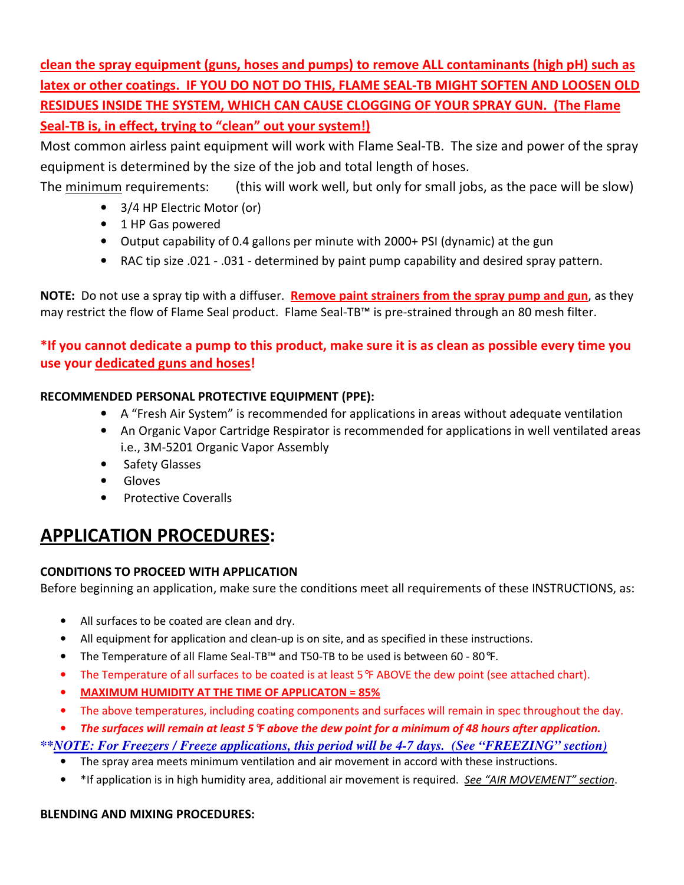**clean the spray equipment (guns, hoses and pumps) to remove ALL contaminants (high pH) such as latex or other coatings. IF YOU DO NOT DO THIS, FLAME SEAL-TB MIGHT SOFTEN AND LOOSEN OLD RESIDUES INSIDE THE SYSTEM, WHICH CAN CAUSE CLOGGING OF YOUR SPRAY GUN. (The Flame Seal-TB is, in effect, trying to "clean" out your system!)**

Most common airless paint equipment will work with Flame Seal-TB. The size and power of the spray equipment is determined by the size of the job and total length of hoses.

The minimum requirements: (this will work well, but only for small jobs, as the pace will be slow)

- 3/4 HP Electric Motor (or)
- 1 HP Gas powered
- Output capability of 0.4 gallons per minute with 2000+ PSI (dynamic) at the gun
- RAC tip size .021 - .031 - determined by paint pump capability and desired spray pattern.

**NOTE:** Do not use a spray tip with a diffuser. **Remove paint strainers from the spray pump and gun**, as they may restrict the flow of Flame Seal product. Flame Seal-TB™ is pre-strained through an 80 mesh filter.

**\*If you cannot dedicate a pump to this product, make sure it is as clean as possible every time you use your dedicated guns and hoses!**

**RECOMMENDED PERSONAL PROTECTIVE EQUIPMENT (PPE):**

- ~~A~~ "Fresh Air System" is recommended for applications in areas without adequate ventilation
- An Organic Vapor Cartridge Respirator is recommended for applications in well ventilated areas i.e., 3M-5201 Organic Vapor Assembly
- Safety Glasses
- Gloves
- Protective Coveralls

# APPLICATION PROCEDURES:

**CONDITIONS TO PROCEED WITH APPLICATION**

Before beginning an application, make sure the conditions meet all requirements of these INSTRUCTIONS, as:

- All surfaces to be coated are clean and dry.
- All equipment for application and clean-up is on site, and as specified in these instructions.
- The Temperature of all Flame Seal-TB™ and T50-TB to be used is between 60 - 80℉.
- The Temperature of all surfaces to be coated is at least 5℉ ABOVE the dew point (see attached chart).
- **MAXIMUM HUMIDITY AT THE TIME OF APPLICATON = 85%**
- The above temperatures, including coating components and surfaces will remain in spec throughout the day.
- ***The surfaces will remain at least 5℉ above the dew point for a minimum of 48 hours after application.***

***\*\*NOTE: For Freezers / Freeze applications, this period will be 4-7 days. (See "FREEZING" section)***

- The spray area meets minimum ventilation and air movement in accord with these instructions.
- \*If application is in high humidity area, additional air movement is required. *See "AIR MOVEMENT" section*.

**BLENDING AND MIXING PROCEDURES:**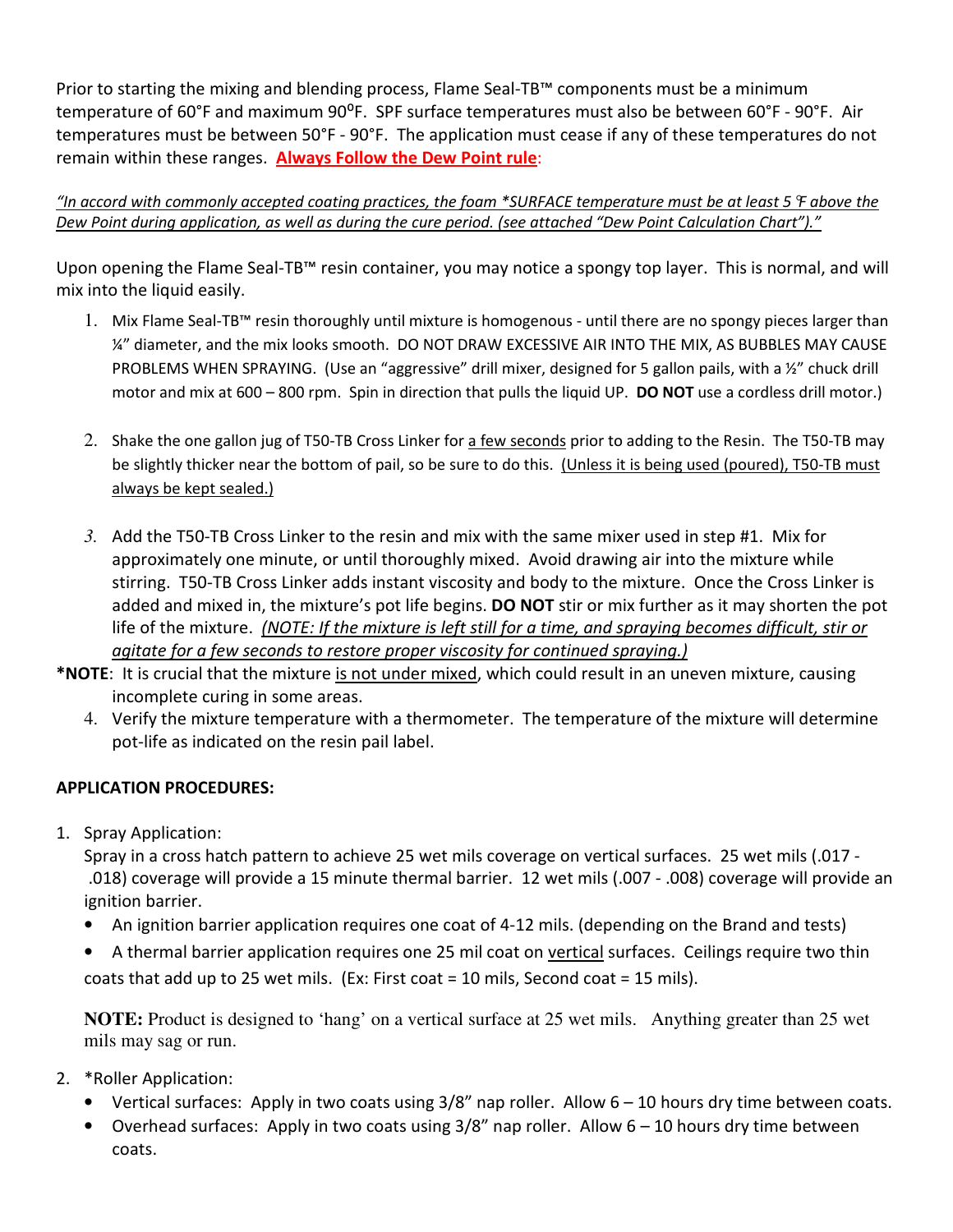Prior to starting the mixing and blending process, Flame Seal-TB™ components must be a minimum temperature of 60°F and maximum 90°F. SPF surface temperatures must also be between 60°F - 90°F. Air temperatures must be between 50°F - 90°F. The application must cease if any of these temperatures do not remain within these ranges. **Always Follow the Dew Point rule**:

*"In accord with commonly accepted coating practices, the foam *SURFACE temperature must be at least 5 ℉ above the Dew Point during application, as well as during the cure period. (see attached "Dew Point Calculation Chart")."*

Upon opening the Flame Seal-TB™ resin container, you may notice a spongy top layer. This is normal, and will mix into the liquid easily.

1. Mix Flame Seal-TB™ resin thoroughly until mixture is homogenous - until there are no spongy pieces larger than ¼" diameter, and the mix looks smooth. DO NOT DRAW EXCESSIVE AIR INTO THE MIX, AS BUBBLES MAY CAUSE PROBLEMS WHEN SPRAYING. (Use an "aggressive" drill mixer, designed for 5 gallon pails, with a ½" chuck drill motor and mix at 600 – 800 rpm. Spin in direction that pulls the liquid UP. **DO NOT** use a cordless drill motor.)

2. Shake the one gallon jug of T50-TB Cross Linker for a few seconds prior to adding to the Resin. The T50-TB may be slightly thicker near the bottom of pail, so be sure to do this. (Unless it is being used (poured), T50-TB must always be kept sealed.)

3. Add the T50-TB Cross Linker to the resin and mix with the same mixer used in step #1. Mix for approximately one minute, or until thoroughly mixed. Avoid drawing air into the mixture while stirring. T50-TB Cross Linker adds instant viscosity and body to the mixture. Once the Cross Linker is added and mixed in, the mixture's pot life begins. **DO NOT** stir or mix further as it may shorten the pot life of the mixture. *(NOTE: If the mixture is left still for a time, and spraying becomes difficult, stir or agitate for a few seconds to restore proper viscosity for continued spraying.)*

***NOTE**: It is crucial that the mixture is not under mixed, which could result in an uneven mixture, causing incomplete curing in some areas.

4. Verify the mixture temperature with a thermometer. The temperature of the mixture will determine pot-life as indicated on the resin pail label.

**APPLICATION PROCEDURES:**

1. Spray Application:
   Spray in a cross hatch pattern to achieve 25 wet mils coverage on vertical surfaces. 25 wet mils (.017 - .018) coverage will provide a 15 minute thermal barrier. 12 wet mils (.007 - .008) coverage will provide an ignition barrier.
   - An ignition barrier application requires one coat of 4-12 mils. (depending on the Brand and tests)
   - A thermal barrier application requires one 25 mil coat on vertical surfaces. Ceilings require two thin coats that add up to 25 wet mils. (Ex: First coat = 10 mils, Second coat = 15 mils).

   **NOTE:** Product is designed to 'hang' on a vertical surface at 25 wet mils. Anything greater than 25 wet mils may sag or run.

2. *Roller Application:
   - Vertical surfaces: Apply in two coats using 3/8" nap roller. Allow 6 – 10 hours dry time between coats.
   - Overhead surfaces: Apply in two coats using 3/8" nap roller. Allow 6 – 10 hours dry time between coats.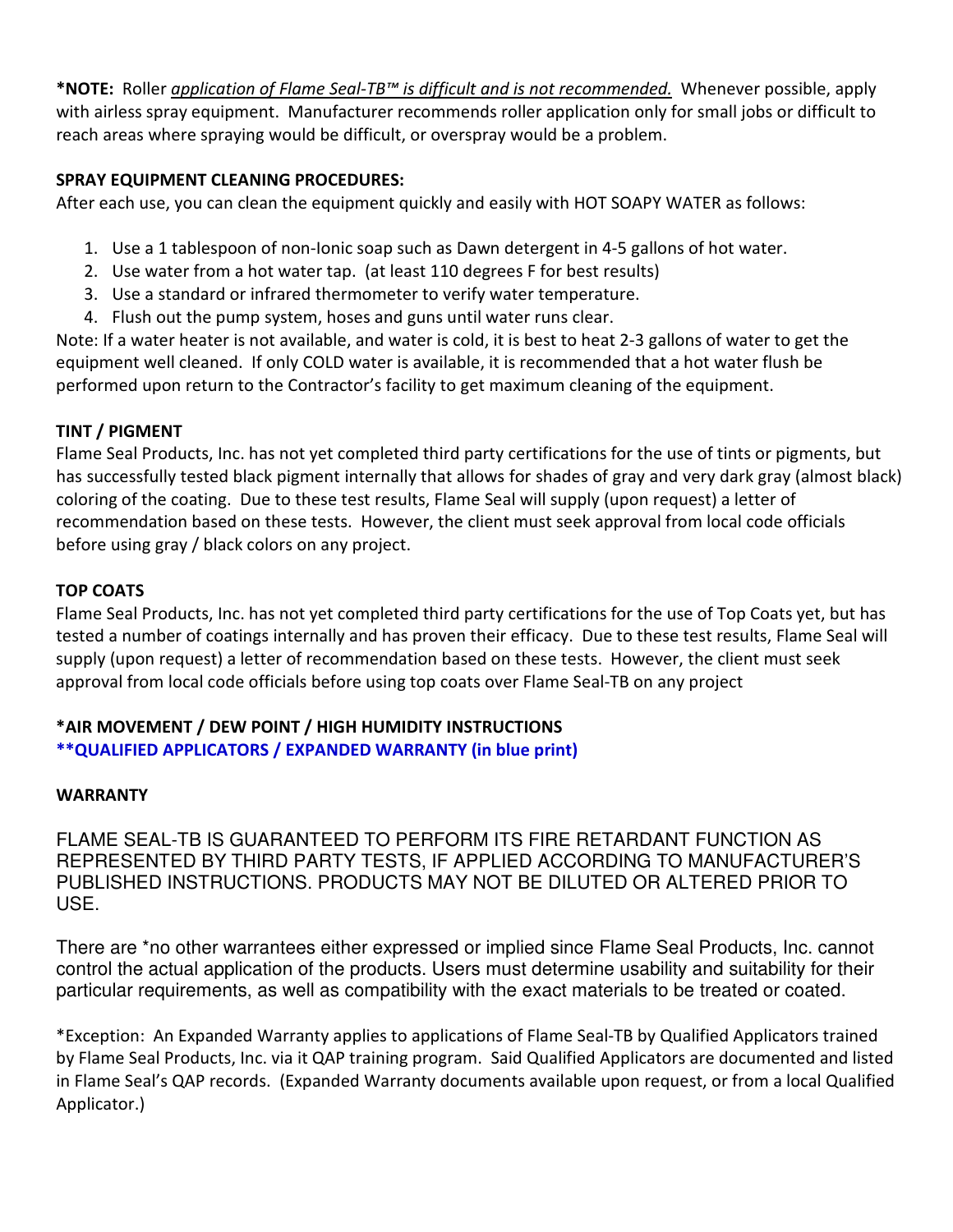**\*NOTE:** Roller *application of Flame Seal-TB™ is difficult and is not recommended.* Whenever possible, apply with airless spray equipment. Manufacturer recommends roller application only for small jobs or difficult to reach areas where spraying would be difficult, or overspray would be a problem.

**SPRAY EQUIPMENT CLEANING PROCEDURES:**

After each use, you can clean the equipment quickly and easily with HOT SOAPY WATER as follows:

1. Use a 1 tablespoon of non-Ionic soap such as Dawn detergent in 4-5 gallons of hot water.
2. Use water from a hot water tap. (at least 110 degrees F for best results)
3. Use a standard or infrared thermometer to verify water temperature.
4. Flush out the pump system, hoses and guns until water runs clear.

Note: If a water heater is not available, and water is cold, it is best to heat 2-3 gallons of water to get the equipment well cleaned. If only COLD water is available, it is recommended that a hot water flush be performed upon return to the Contractor's facility to get maximum cleaning of the equipment.

**TINT / PIGMENT**

Flame Seal Products, Inc. has not yet completed third party certifications for the use of tints or pigments, but has successfully tested black pigment internally that allows for shades of gray and very dark gray (almost black) coloring of the coating. Due to these test results, Flame Seal will supply (upon request) a letter of recommendation based on these tests. However, the client must seek approval from local code officials before using gray / black colors on any project.

**TOP COATS**

Flame Seal Products, Inc. has not yet completed third party certifications for the use of Top Coats yet, but has tested a number of coatings internally and has proven their efficacy. Due to these test results, Flame Seal will supply (upon request) a letter of recommendation based on these tests. However, the client must seek approval from local code officials before using top coats over Flame Seal-TB on any project

**\*AIR MOVEMENT / DEW POINT / HIGH HUMIDITY INSTRUCTIONS**
**\*\*QUALIFIED APPLICATORS / EXPANDED WARRANTY (in blue print)**

**WARRANTY**

FLAME SEAL-TB IS GUARANTEED TO PERFORM ITS FIRE RETARDANT FUNCTION AS REPRESENTED BY THIRD PARTY TESTS, IF APPLIED ACCORDING TO MANUFACTURER'S PUBLISHED INSTRUCTIONS. PRODUCTS MAY NOT BE DILUTED OR ALTERED PRIOR TO USE.

There are \*no other warrantees either expressed or implied since Flame Seal Products, Inc. cannot control the actual application of the products. Users must determine usability and suitability for their particular requirements, as well as compatibility with the exact materials to be treated or coated.

\*Exception: An Expanded Warranty applies to applications of Flame Seal-TB by Qualified Applicators trained by Flame Seal Products, Inc. via it QAP training program. Said Qualified Applicators are documented and listed in Flame Seal's QAP records. (Expanded Warranty documents available upon request, or from a local Qualified Applicator.)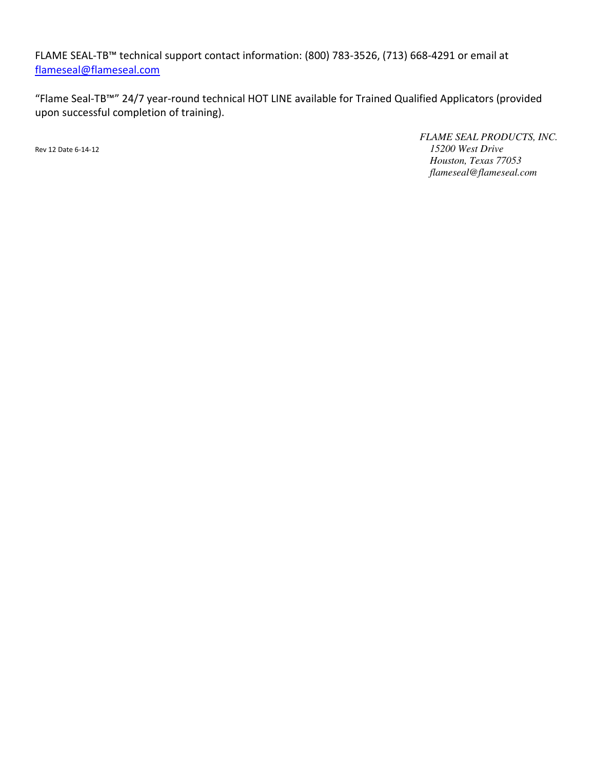FLAME SEAL-TB™ technical support contact information: (800) 783-3526, (713) 668-4291 or email at flameseal@flameseal.com

"Flame Seal-TB™" 24/7 year-round technical HOT LINE available for Trained Qualified Applicators (provided upon successful completion of training).

Rev 12 Date 6-14-12

*FLAME SEAL PRODUCTS, INC.*
*15200 West Drive*
*Houston, Texas 77053*
*flameseal@flameseal.com*